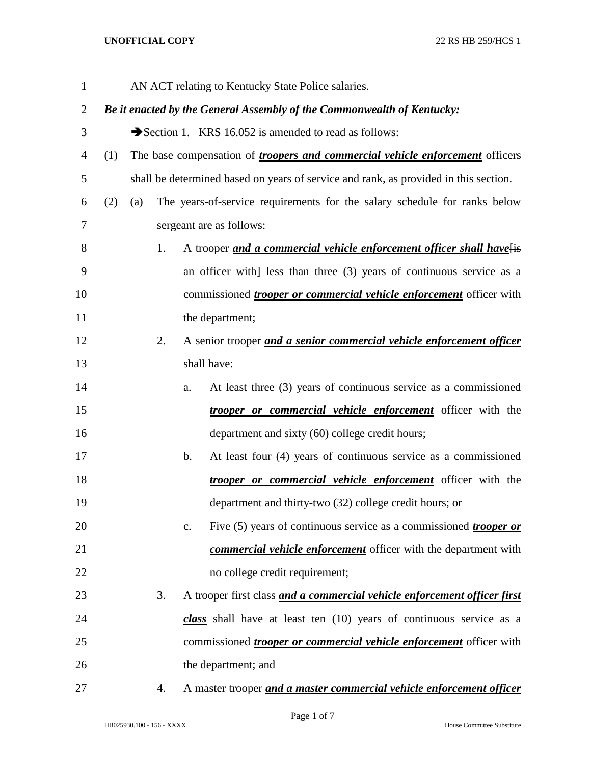AN ACT relating to Kentucky State Police salaries.

***Be it enacted by the General Assembly of the Commonwealth of Kentucky:***

➔Section 1. KRS 16.052 is amended to read as follows:

(1) The base compensation of ***troopers and commercial vehicle enforcement*** officers shall be determined based on years of service and rank, as provided in this section.

(2) (a) The years-of-service requirements for the salary schedule for ranks below sergeant are as follows:

1. A trooper ***and a commercial vehicle enforcement officer shall have***[~~is an officer with~~] less than three (3) years of continuous service as a commissioned ***trooper or commercial vehicle enforcement*** officer with the department;

2. A senior trooper ***and a senior commercial vehicle enforcement officer*** shall have:

   a. At least three (3) years of continuous service as a commissioned ***trooper or commercial vehicle enforcement*** officer with the department and sixty (60) college credit hours;

   b. At least four (4) years of continuous service as a commissioned ***trooper or commercial vehicle enforcement*** officer with the department and thirty-two (32) college credit hours; or

   c. Five (5) years of continuous service as a commissioned ***trooper or commercial vehicle enforcement*** officer with the department with no college credit requirement;

3. A trooper first class ***and a commercial vehicle enforcement officer first class*** shall have at least ten (10) years of continuous service as a commissioned ***trooper or commercial vehicle enforcement*** officer with the department; and

4. A master trooper ***and a master commercial vehicle enforcement officer***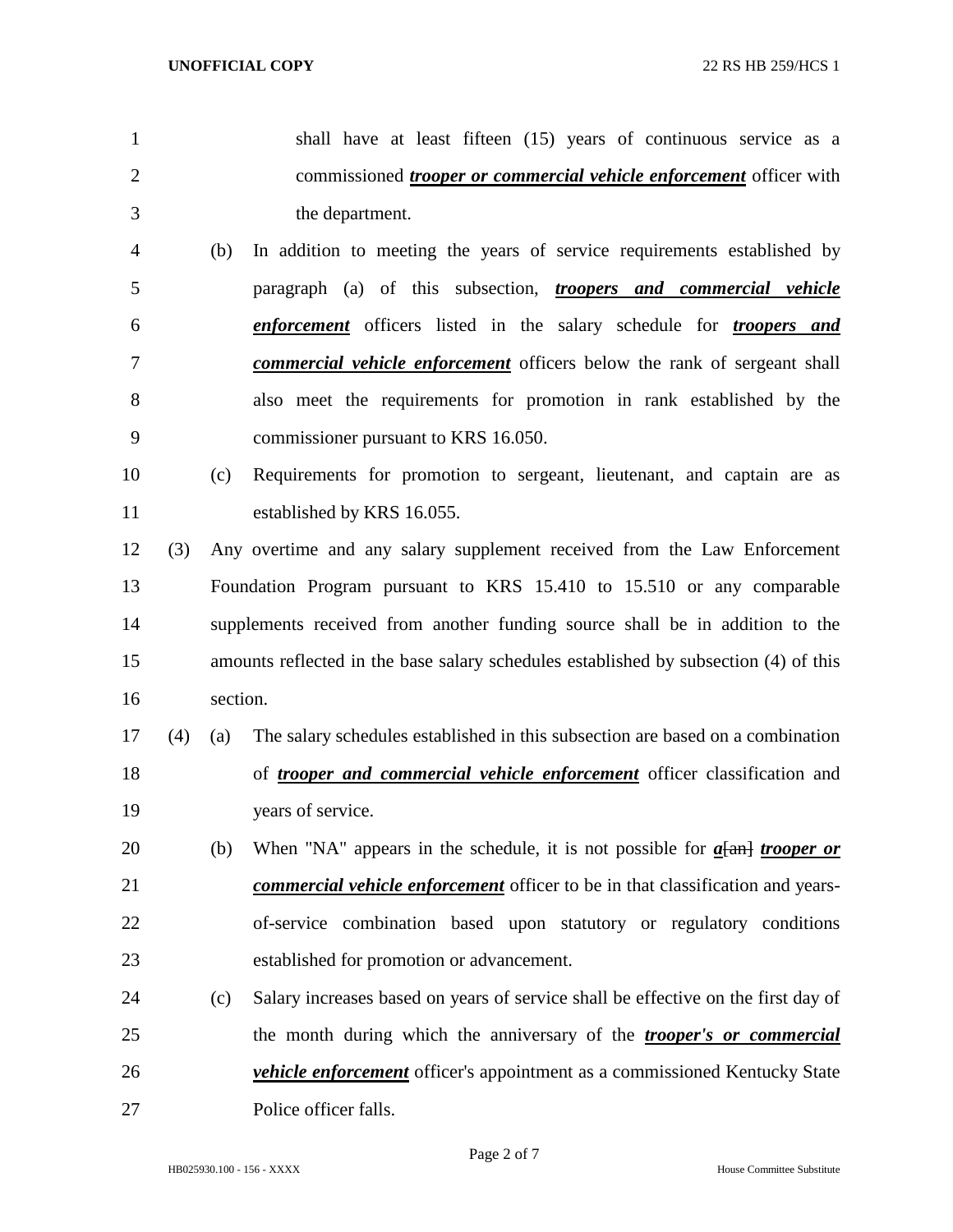shall have at least fifteen (15) years of continuous service as a commissioned ***trooper or commercial vehicle enforcement*** officer with the department.

(b) In addition to meeting the years of service requirements established by paragraph (a) of this subsection, ***troopers and commercial vehicle enforcement*** officers listed in the salary schedule for ***troopers and commercial vehicle enforcement*** officers below the rank of sergeant shall also meet the requirements for promotion in rank established by the commissioner pursuant to KRS 16.050.

(c) Requirements for promotion to sergeant, lieutenant, and captain are as established by KRS 16.055.

(3) Any overtime and any salary supplement received from the Law Enforcement Foundation Program pursuant to KRS 15.410 to 15.510 or any comparable supplements received from another funding source shall be in addition to the amounts reflected in the base salary schedules established by subsection (4) of this section.

(4) (a) The salary schedules established in this subsection are based on a combination of ***trooper and commercial vehicle enforcement*** officer classification and years of service.

(b) When "NA" appears in the schedule, it is not possible for ***a***~~[an]~~ ***trooper or commercial vehicle enforcement*** officer to be in that classification and years-of-service combination based upon statutory or regulatory conditions established for promotion or advancement.

(c) Salary increases based on years of service shall be effective on the first day of the month during which the anniversary of the ***trooper's or commercial vehicle enforcement*** officer's appointment as a commissioned Kentucky State Police officer falls.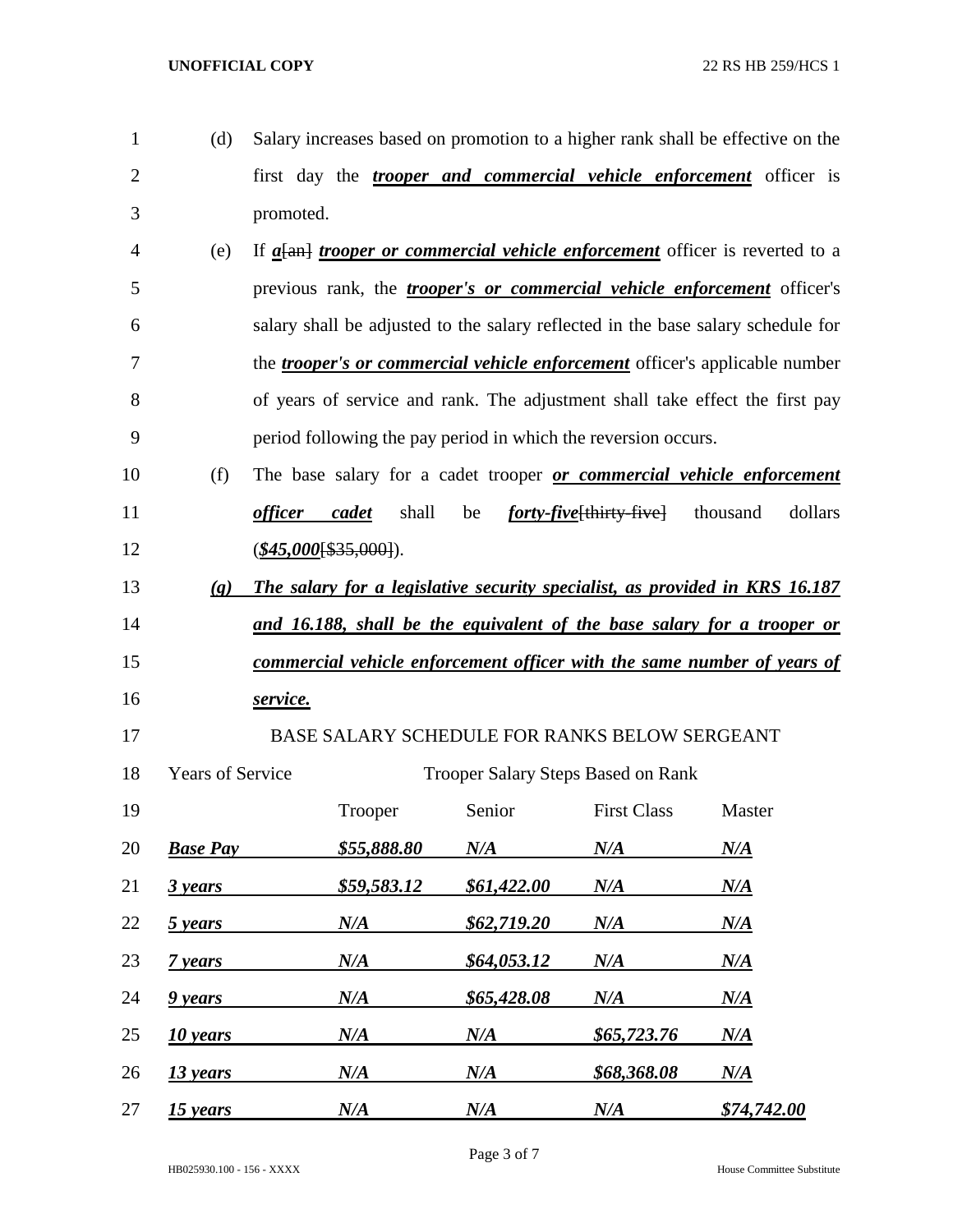(d) Salary increases based on promotion to a higher rank shall be effective on the first day the ***trooper and commercial vehicle enforcement*** officer is promoted.

(e) If ***a***[an] ***trooper or commercial vehicle enforcement*** officer is reverted to a previous rank, the ***trooper's or commercial vehicle enforcement*** officer's salary shall be adjusted to the salary reflected in the base salary schedule for the ***trooper's or commercial vehicle enforcement*** officer's applicable number of years of service and rank. The adjustment shall take effect the first pay period following the pay period in which the reversion occurs.

(f) The base salary for a cadet trooper ***or commercial vehicle enforcement officer cadet*** shall be ***forty-five***[~~thirty-five~~] thousand dollars (***$45,000***[~~$35,000~~]).

***(g) The salary for a legislative security specialist, as provided in KRS 16.187 and 16.188, shall be the equivalent of the base salary for a trooper or commercial vehicle enforcement officer with the same number of years of service.***

BASE SALARY SCHEDULE FOR RANKS BELOW SERGEANT

| Years of Service | Trooper Salary Steps Based on Rank | | | |
|---|---|---|---|---|
| | Trooper | Senior | First Class | Master |
| ***Base Pay*** | ***$55,888.80*** | ***N/A*** | ***N/A*** | ***N/A*** |
| ***3 years*** | ***$59,583.12*** | ***$61,422.00*** | ***N/A*** | ***N/A*** |
| ***5 years*** | ***N/A*** | ***$62,719.20*** | ***N/A*** | ***N/A*** |
| ***7 years*** | ***N/A*** | ***$64,053.12*** | ***N/A*** | ***N/A*** |
| ***9 years*** | ***N/A*** | ***$65,428.08*** | ***N/A*** | ***N/A*** |
| ***10 years*** | ***N/A*** | ***N/A*** | ***$65,723.76*** | ***N/A*** |
| ***13 years*** | ***N/A*** | ***N/A*** | ***$68,368.08*** | ***N/A*** |
| ***15 years*** | ***N/A*** | ***N/A*** | ***N/A*** | ***$74,742.00*** |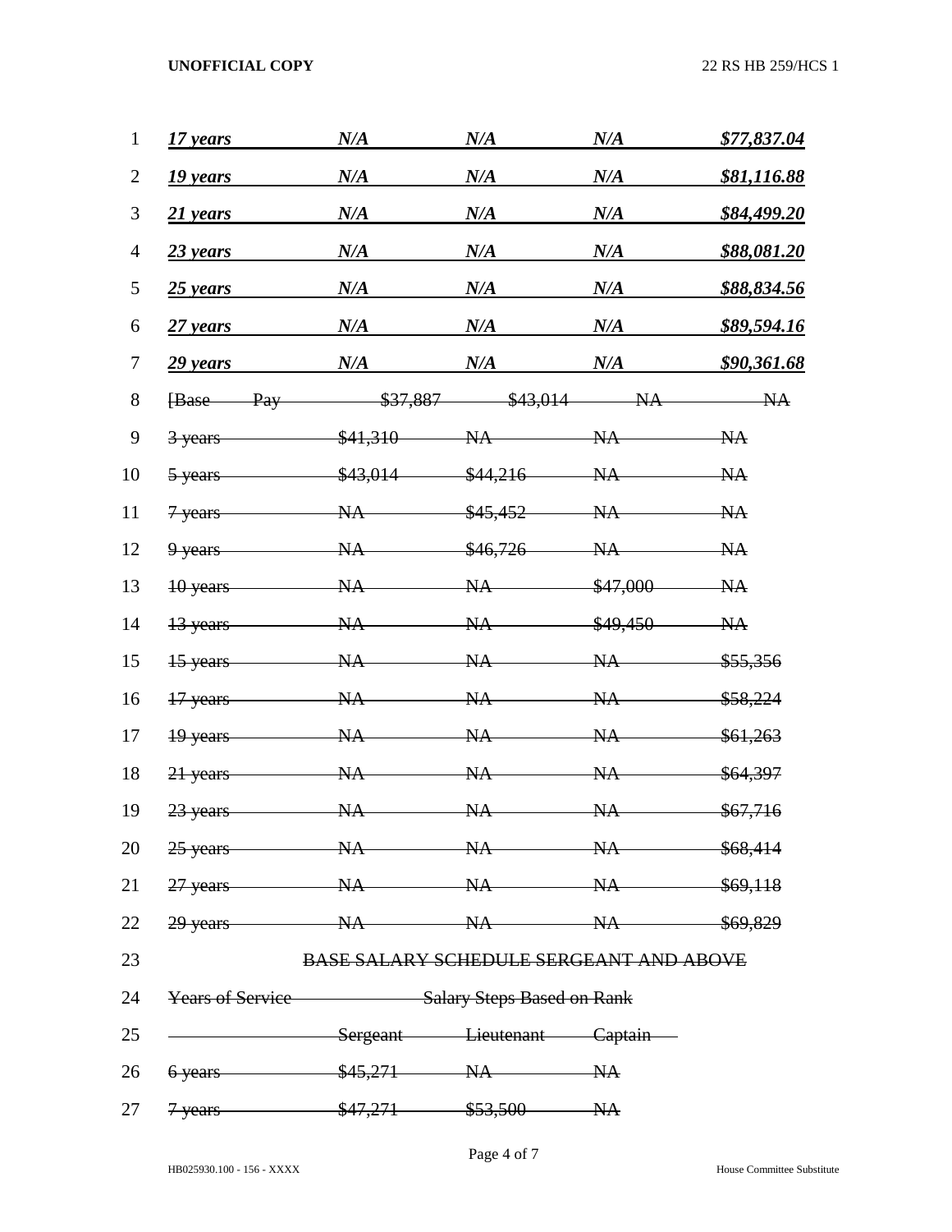| | | | | |
|---|---|---|---|---|
| ***17 years*** | ***N/A*** | ***N/A*** | ***N/A*** | ***$77,837.04*** |
| ***19 years*** | ***N/A*** | ***N/A*** | ***N/A*** | ***$81,116.88*** |
| ***21 years*** | ***N/A*** | ***N/A*** | ***N/A*** | ***$84,499.20*** |
| ***23 years*** | ***N/A*** | ***N/A*** | ***N/A*** | ***$88,081.20*** |
| ***25 years*** | ***N/A*** | ***N/A*** | ***N/A*** | ***$88,834.56*** |
| ***27 years*** | ***N/A*** | ***N/A*** | ***N/A*** | ***$89,594.16*** |
| ***29 years*** | ***N/A*** | ***N/A*** | ***N/A*** | ***$90,361.68*** |
| ~~[Base Pay~~ | ~~$37,887~~ | ~~$43,014~~ | ~~NA~~ | ~~NA~~ |
| ~~3 years~~ | ~~$41,310~~ | ~~NA~~ | ~~NA~~ | ~~NA~~ |
| ~~5 years~~ | ~~$43,014~~ | ~~$44,216~~ | ~~NA~~ | ~~NA~~ |
| ~~7 years~~ | ~~NA~~ | ~~$45,452~~ | ~~NA~~ | ~~NA~~ |
| ~~9 years~~ | ~~NA~~ | ~~$46,726~~ | ~~NA~~ | ~~NA~~ |
| ~~10 years~~ | ~~NA~~ | ~~NA~~ | ~~$47,000~~ | ~~NA~~ |
| ~~13 years~~ | ~~NA~~ | ~~NA~~ | ~~$49,450~~ | ~~NA~~ |
| ~~15 years~~ | ~~NA~~ | ~~NA~~ | ~~NA~~ | ~~$55,356~~ |
| ~~17 years~~ | ~~NA~~ | ~~NA~~ | ~~NA~~ | ~~$58,224~~ |
| ~~19 years~~ | ~~NA~~ | ~~NA~~ | ~~NA~~ | ~~$61,263~~ |
| ~~21 years~~ | ~~NA~~ | ~~NA~~ | ~~NA~~ | ~~$64,397~~ |
| ~~23 years~~ | ~~NA~~ | ~~NA~~ | ~~NA~~ | ~~$67,716~~ |
| ~~25 years~~ | ~~NA~~ | ~~NA~~ | ~~NA~~ | ~~$68,414~~ |
| ~~27 years~~ | ~~NA~~ | ~~NA~~ | ~~NA~~ | ~~$69,118~~ |
| ~~29 years~~ | ~~NA~~ | ~~NA~~ | ~~NA~~ | ~~$69,829~~ |

~~BASE SALARY SCHEDULE SERGEANT AND ABOVE~~

| ~~Years of Service~~ | ~~Salary Steps Based on Rank~~ | | |
|---|---|---|---|
| | ~~Sergeant~~ | ~~Lieutenant~~ | ~~Captain~~ |
| ~~6 years~~ | ~~$45,271~~ | ~~NA~~ | ~~NA~~ |
| ~~7 years~~ | ~~$47,271~~ | ~~$53,500~~ | ~~NA~~ |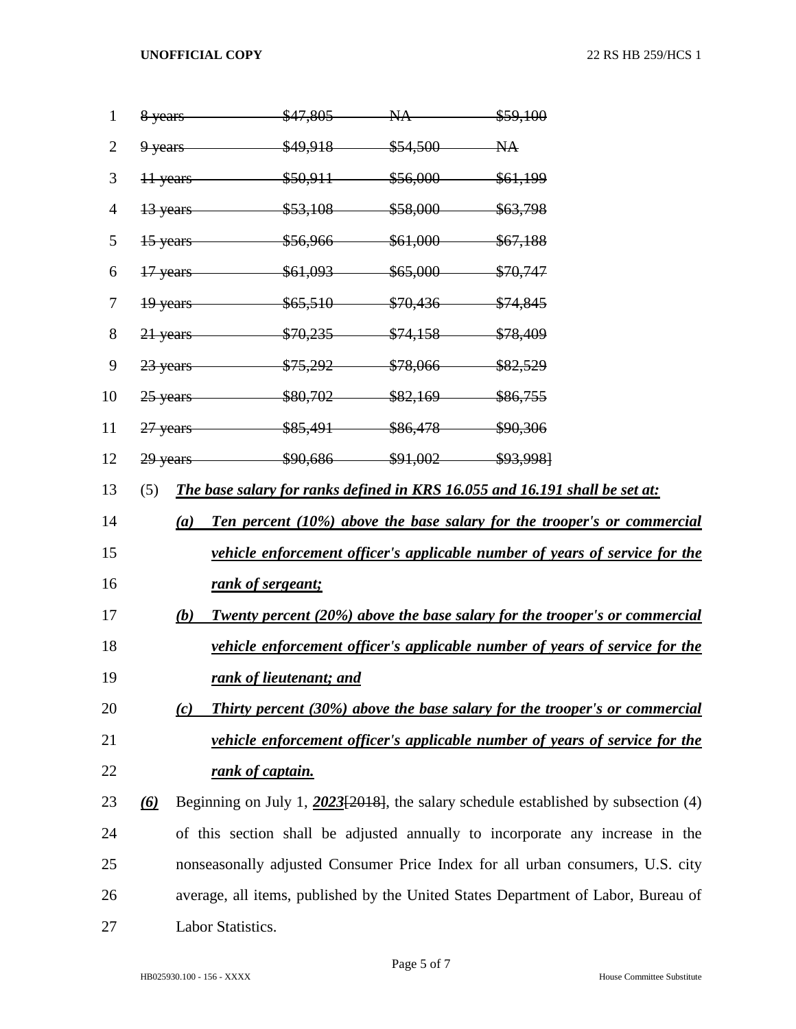| | | | |
|---|---|---|---|
| ~~8 years~~ | ~~$47,805~~ | ~~NA~~ | ~~$59,100~~ |
| ~~9 years~~ | ~~$49,918~~ | ~~$54,500~~ | ~~NA~~ |
| ~~11 years~~ | ~~$50,911~~ | ~~$56,000~~ | ~~$61,199~~ |
| ~~13 years~~ | ~~$53,108~~ | ~~$58,000~~ | ~~$63,798~~ |
| ~~15 years~~ | ~~$56,966~~ | ~~$61,000~~ | ~~$67,188~~ |
| ~~17 years~~ | ~~$61,093~~ | ~~$65,000~~ | ~~$70,747~~ |
| ~~19 years~~ | ~~$65,510~~ | ~~$70,436~~ | ~~$74,845~~ |
| ~~21 years~~ | ~~$70,235~~ | ~~$74,158~~ | ~~$78,409~~ |
| ~~23 years~~ | ~~$75,292~~ | ~~$78,066~~ | ~~$82,529~~ |
| ~~25 years~~ | ~~$80,702~~ | ~~$82,169~~ | ~~$86,755~~ |
| ~~27 years~~ | ~~$85,491~~ | ~~$86,478~~ | ~~$90,306~~ |
| ~~29 years~~ | ~~$90,686~~ | ~~$91,002~~ | ~~$93,998~~] |

(5) ***The base salary for ranks defined in KRS 16.055 and 16.191 shall be set at:***

- ***(a) Ten percent (10%) above the base salary for the trooper's or commercial vehicle enforcement officer's applicable number of years of service for the rank of sergeant;***
- ***(b) Twenty percent (20%) above the base salary for the trooper's or commercial vehicle enforcement officer's applicable number of years of service for the rank of lieutenant; and***
- ***(c) Thirty percent (30%) above the base salary for the trooper's or commercial vehicle enforcement officer's applicable number of years of service for the rank of captain.***

***(6)*** Beginning on July 1, ***2023***[~~2018~~], the salary schedule established by subsection (4) of this section shall be adjusted annually to incorporate any increase in the nonseasonally adjusted Consumer Price Index for all urban consumers, U.S. city average, all items, published by the United States Department of Labor, Bureau of Labor Statistics.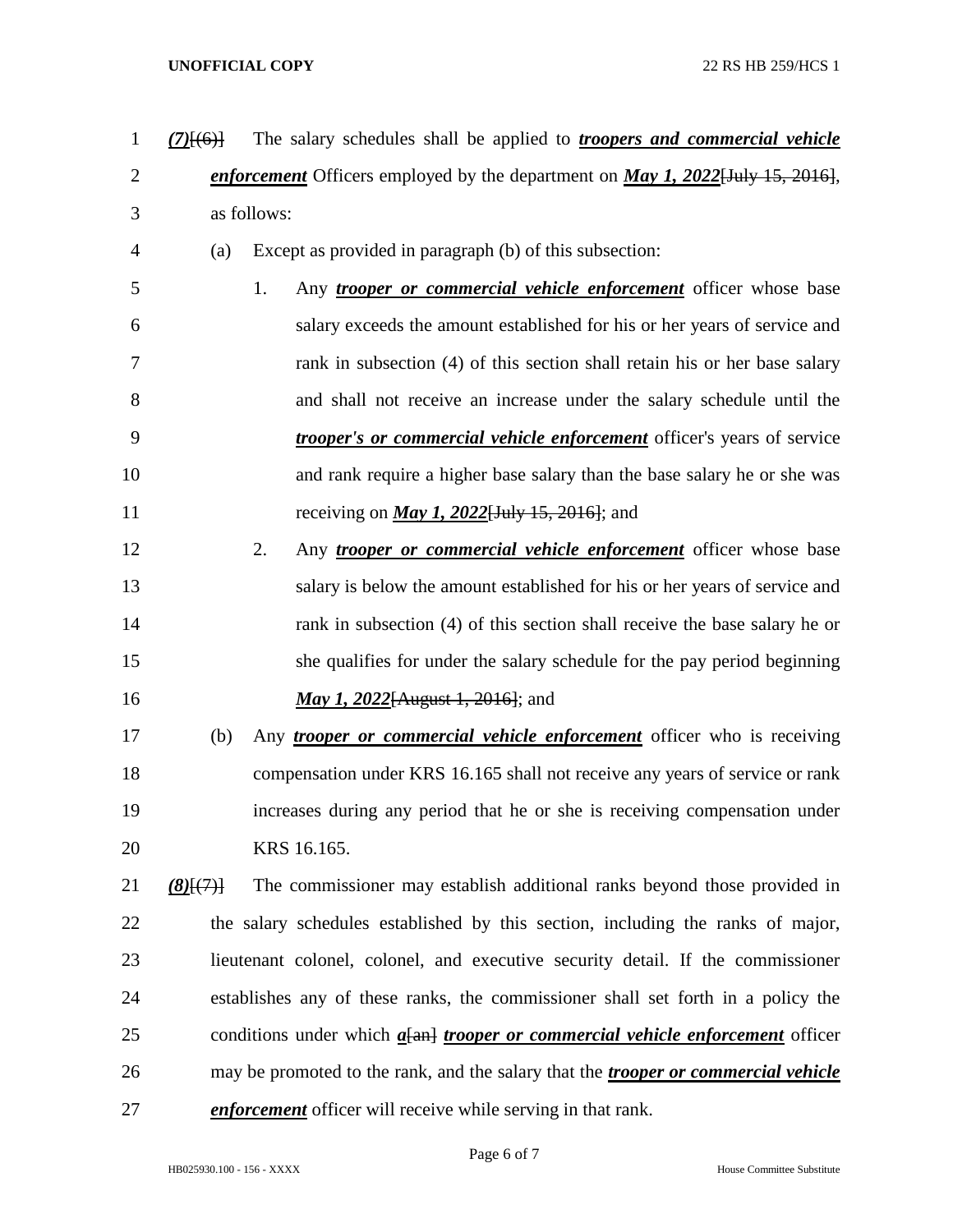*(7)*[(6)] The salary schedules shall be applied to ***troopers and commercial vehicle enforcement*** Officers employed by the department on ***May 1, 2022***[July 15, 2016], as follows:

(a) Except as provided in paragraph (b) of this subsection:

1. Any ***trooper or commercial vehicle enforcement*** officer whose base salary exceeds the amount established for his or her years of service and rank in subsection (4) of this section shall retain his or her base salary and shall not receive an increase under the salary schedule until the ***trooper's or commercial vehicle enforcement*** officer's years of service and rank require a higher base salary than the base salary he or she was receiving on ***May 1, 2022***[July 15, 2016]; and

2. Any ***trooper or commercial vehicle enforcement*** officer whose base salary is below the amount established for his or her years of service and rank in subsection (4) of this section shall receive the base salary he or she qualifies for under the salary schedule for the pay period beginning ***May 1, 2022***[August 1, 2016]; and

(b) Any ***trooper or commercial vehicle enforcement*** officer who is receiving compensation under KRS 16.165 shall not receive any years of service or rank increases during any period that he or she is receiving compensation under KRS 16.165.

*(8)*[(7)] The commissioner may establish additional ranks beyond those provided in the salary schedules established by this section, including the ranks of major, lieutenant colonel, colonel, and executive security detail. If the commissioner establishes any of these ranks, the commissioner shall set forth in a policy the conditions under which ***a***[an] ***trooper or commercial vehicle enforcement*** officer may be promoted to the rank, and the salary that the ***trooper or commercial vehicle enforcement*** officer will receive while serving in that rank.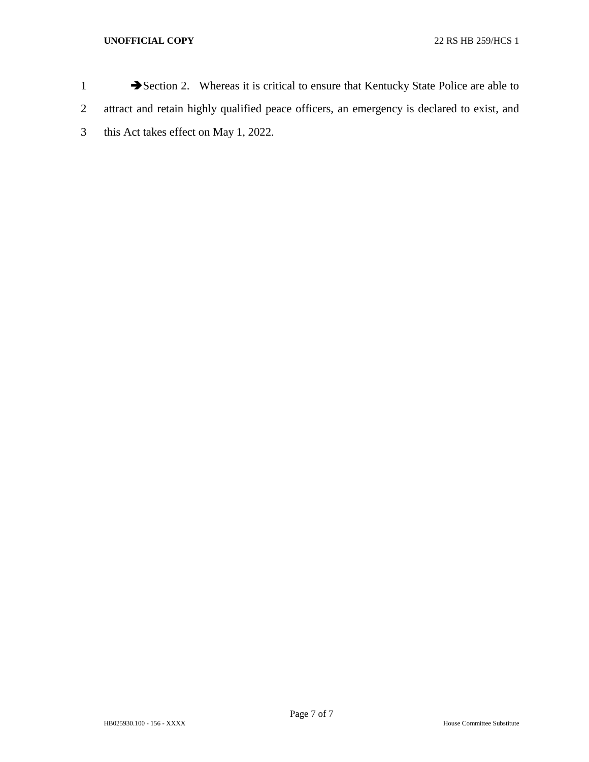➔Section 2. Whereas it is critical to ensure that Kentucky State Police are able to attract and retain highly qualified peace officers, an emergency is declared to exist, and this Act takes effect on May 1, 2022.